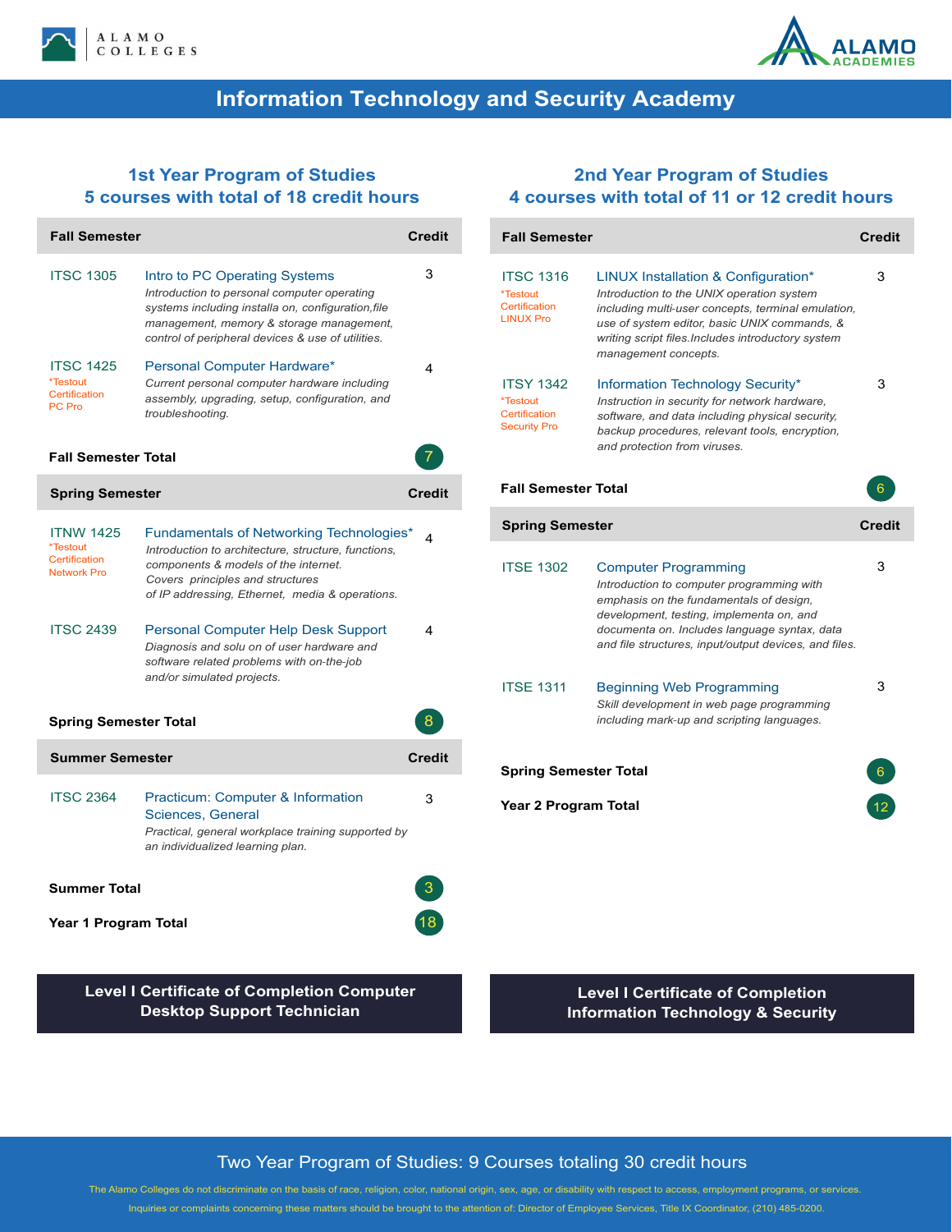ALAMO COLLEGES

ALAMO ACADEMIES

# Information Technology and Security Academy

## 1st Year Program of Studies
## 5 courses with total of 18 credit hours

| Fall Semester | | Credit |
|---|---|---|
| ITSC 1305 | **Intro to PC Operating Systems**<br>*Introduction to personal computer operating systems including installa on, configuration,file management, memory & storage management, control of peripheral devices & use of utilities.* | 3 |
| ITSC 1425<br>*Testout Certification PC Pro | **Personal Computer Hardware***<br>*Current personal computer hardware including assembly, upgrading, setup, configuration, and troubleshooting.* | 4 |
| **Fall Semester Total** | | 7 |

| Spring Semester | | Credit |
|---|---|---|
| ITNW 1425<br>*Testout Certification Network Pro | **Fundamentals of Networking Technologies***<br>*Introduction to architecture, structure, functions, components & models of the internet. Covers principles and structures of IP addressing, Ethernet, media & operations.* | 4 |
| ITSC 2439 | **Personal Computer Help Desk Support**<br>*Diagnosis and solu on of of user hardware and software related problems with on-the-job and/or simulated projects.* | 4 |
| **Spring Semester Total** | | 8 |

| Summer Semester | | Credit |
|---|---|---|
| ITSC 2364 | **Practicum: Computer & Information Sciences, General**<br>*Practical, general workplace training supported by an individualized learning plan.* | 3 |
| **Summer Total** | | 3 |
| **Year 1 Program Total** | | 18 |

**Level I Certificate of Completion Computer Desktop Support Technician**

## 2nd Year Program of Studies
## 4 courses with total of 11 or 12 credit hours

| Fall Semester | | Credit |
|---|---|---|
| ITSC 1316<br>*Testout Certification LINUX Pro | **LINUX Installation & Configuration***<br>*Introduction to the UNIX operation system including multi-user concepts, terminal emulation, use of system editor, basic UNIX commands, & writing script files.Includes introductory system management concepts.* | 3 |
| ITSY 1342<br>*Testout Certification Security Pro | **Information Technology Security***<br>*Instruction in security for network hardware, software, and data including physical security, backup procedures, relevant tools, encryption, and protection from viruses.* | 3 |
| **Fall Semester Total** | | 6 |

| Spring Semester | | Credit |
|---|---|---|
| ITSE 1302 | **Computer Programming**<br>*Introduction to computer programming with emphasis on the fundamentals of design, development, testing, implementa on, and documenta on. Includes language syntax, data and file structures, input/output devices, and files.* | 3 |
| ITSE 1311 | **Beginning Web Programming**<br>*Skill development in web page programming including mark-up and scripting languages.* | 3 |
| **Spring Semester Total** | | 6 |
| **Year 2 Program Total** | | 12 |

**Level I Certificate of Completion Information Technology & Security**

**Two Year Program of Studies: 9 Courses totaling 30 credit hours**

The Alamo Colleges do not discriminate on the basis of race, religion, color, national origin, sex, age, or disability with respect to access, employment programs, or services.

Inquiries or complaints concerning these matters should be brought to the attention of: Director of Employee Services, Title IX Coordinator, (210) 485-0200.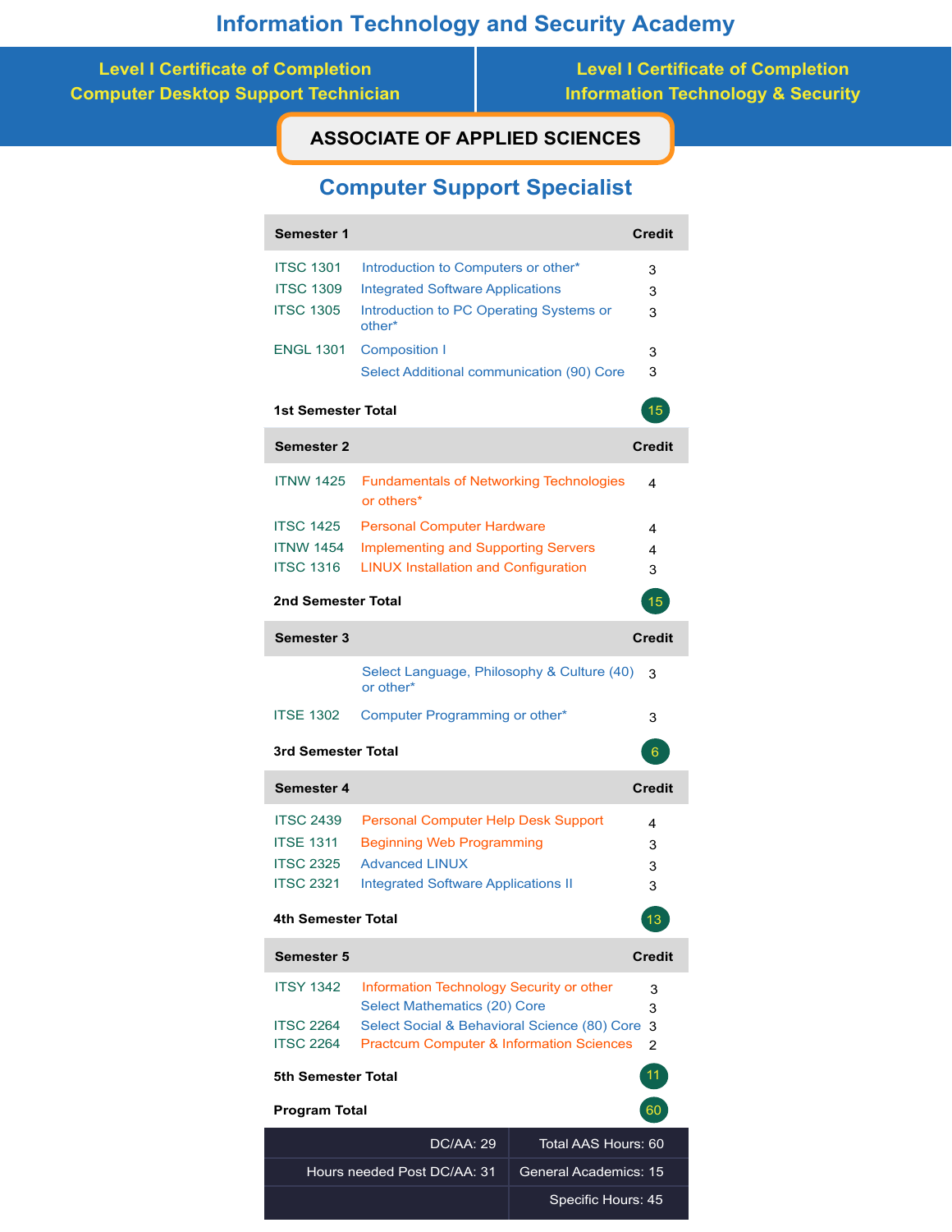# Information Technology and Security Academy

**Level I Certificate of Completion**
**Computer Desktop Support Technician**

**Level I Certificate of Completion**
**Information Technology & Security**

## ASSOCIATE OF APPLIED SCIENCES

## Computer Support Specialist

| Semester 1 | | Credit |
|---|---|---|
| ITSC 1301 | Introduction to Computers or other* | 3 |
| ITSC 1309 | Integrated Software Applications | 3 |
| ITSC 1305 | Introduction to PC Operating Systems or other* | 3 |
| ENGL 1301 | Composition I | 3 |
| | Select Additional communication (90) Core | 3 |
| **1st Semester Total** | | 15 |

| Semester 2 | | Credit |
|---|---|---|
| ITNW 1425 | Fundamentals of Networking Technologies or others* | 4 |
| ITSC 1425 | Personal Computer Hardware | 4 |
| ITNW 1454 | Implementing and Supporting Servers | 4 |
| ITSC 1316 | LINUX Installation and Configuration | 3 |
| **2nd Semester Total** | | 15 |

| Semester 3 | | Credit |
|---|---|---|
| | Select Language, Philosophy & Culture (40) or other* | 3 |
| ITSE 1302 | Computer Programming or other* | 3 |
| **3rd Semester Total** | | 6 |

| Semester 4 | | Credit |
|---|---|---|
| ITSC 2439 | Personal Computer Help Desk Support | 4 |
| ITSE 1311 | Beginning Web Programming | 3 |
| ITSC 2325 | Advanced LINUX | 3 |
| ITSC 2321 | Integrated Software Applications II | 3 |
| **4th Semester Total** | | 13 |

| Semester 5 | | Credit |
|---|---|---|
| ITSY 1342 | Information Technology Security or other | 3 |
| | Select Mathematics (20) Core | 3 |
| ITSC 2264 | Select Social & Behavioral Science (80) Core | 3 |
| ITSC 2264 | Practcum Computer & Information Sciences | 2 |
| **5th Semester Total** | | 11 |
| **Program Total** | | 60 |

| | |
|---|---|
| DC/AA: 29 | Total AAS Hours: 60 |
| Hours needed Post DC/AA: 31 | General Academics: 15 |
| | Specific Hours: 45 |